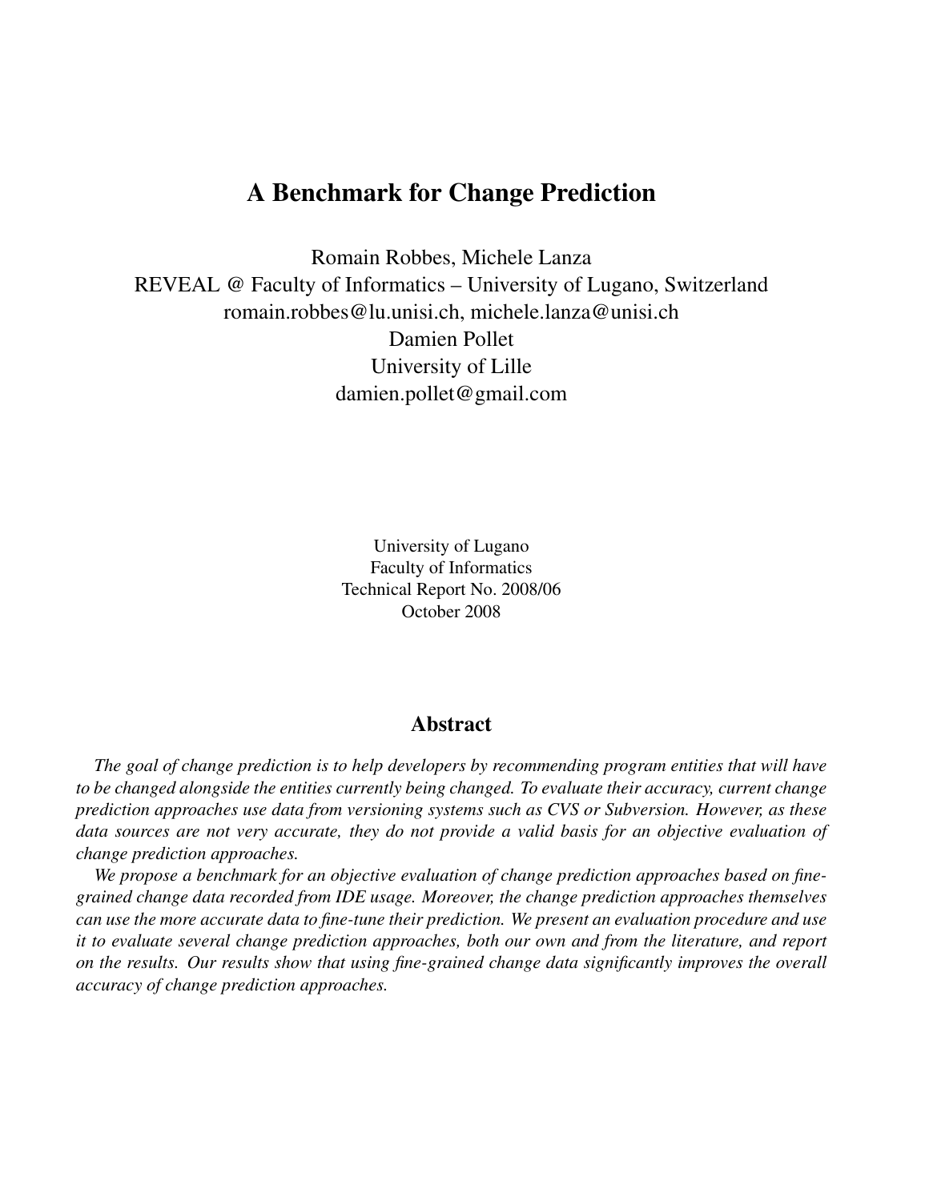# A Benchmark for Change Prediction

Romain Robbes, Michele Lanza
REVEAL @ Faculty of Informatics – University of Lugano, Switzerland
romain.robbes@lu.unisi.ch, michele.lanza@unisi.ch
Damien Pollet
University of Lille
damien.pollet@gmail.com

University of Lugano
Faculty of Informatics
Technical Report No. 2008/06
October 2008

## Abstract

*The goal of change prediction is to help developers by recommending program entities that will have to be changed alongside the entities currently being changed. To evaluate their accuracy, current change prediction approaches use data from versioning systems such as CVS or Subversion. However, as these data sources are not very accurate, they do not provide a valid basis for an objective evaluation of change prediction approaches.*

*We propose a benchmark for an objective evaluation of change prediction approaches based on fine-grained change data recorded from IDE usage. Moreover, the change prediction approaches themselves can use the more accurate data to fine-tune their prediction. We present an evaluation procedure and use it to evaluate several change prediction approaches, both our own and from the literature, and report on the results. Our results show that using fine-grained change data significantly improves the overall accuracy of change prediction approaches.*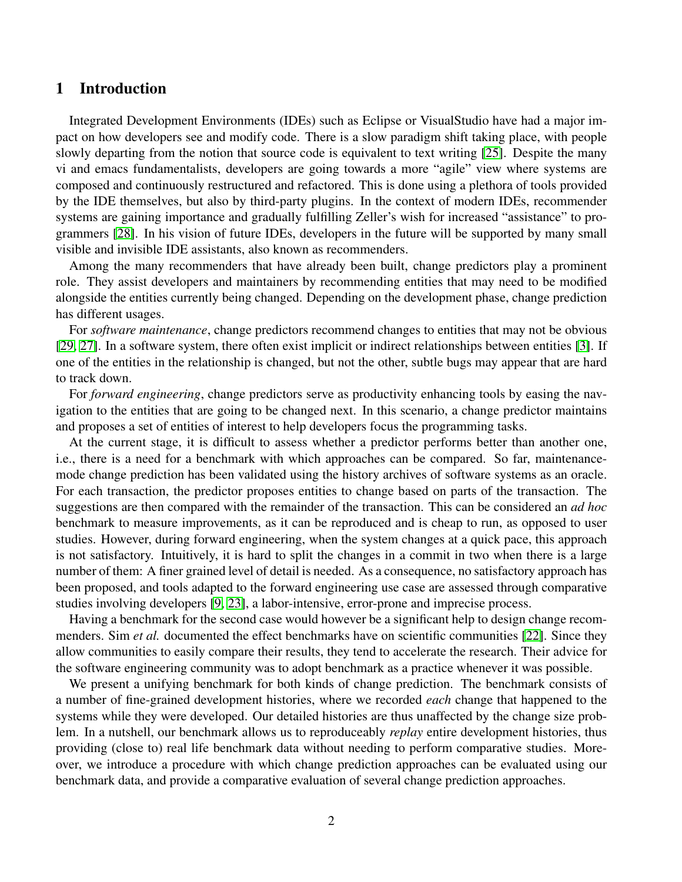## 1 Introduction

Integrated Development Environments (IDEs) such as Eclipse or VisualStudio have had a major impact on how developers see and modify code. There is a slow paradigm shift taking place, with people slowly departing from the notion that source code is equivalent to text writing [25]. Despite the many vi and emacs fundamentalists, developers are going towards a more "agile" view where systems are composed and continuously restructured and refactored. This is done using a plethora of tools provided by the IDE themselves, but also by third-party plugins. In the context of modern IDEs, recommender systems are gaining importance and gradually fulfilling Zeller's wish for increased "assistance" to programmers [28]. In his vision of future IDEs, developers in the future will be supported by many small visible and invisible IDE assistants, also known as recommenders.

Among the many recommenders that have already been built, change predictors play a prominent role. They assist developers and maintainers by recommending entities that may need to be modified alongside the entities currently being changed. Depending on the development phase, change prediction has different usages.

For *software maintenance*, change predictors recommend changes to entities that may not be obvious [29, 27]. In a software system, there often exist implicit or indirect relationships between entities [3]. If one of the entities in the relationship is changed, but not the other, subtle bugs may appear that are hard to track down.

For *forward engineering*, change predictors serve as productivity enhancing tools by easing the navigation to the entities that are going to be changed next. In this scenario, a change predictor maintains and proposes a set of entities of interest to help developers focus the programming tasks.

At the current stage, it is difficult to assess whether a predictor performs better than another one, i.e., there is a need for a benchmark with which approaches can be compared. So far, maintenance-mode change prediction has been validated using the history archives of software systems as an oracle. For each transaction, the predictor proposes entities to change based on parts of the transaction. The suggestions are then compared with the remainder of the transaction. This can be considered an *ad hoc* benchmark to measure improvements, as it can be reproduced and is cheap to run, as opposed to user studies. However, during forward engineering, when the system changes at a quick pace, this approach is not satisfactory. Intuitively, it is hard to split the changes in a commit in two when there is a large number of them: A finer grained level of detail is needed. As a consequence, no satisfactory approach has been proposed, and tools adapted to the forward engineering use case are assessed through comparative studies involving developers [9, 23], a labor-intensive, error-prone and imprecise process.

Having a benchmark for the second case would however be a significant help to design change recommenders. Sim *et al.* documented the effect benchmarks have on scientific communities [22]. Since they allow communities to easily compare their results, they tend to accelerate the research. Their advice for the software engineering community was to adopt benchmark as a practice whenever it was possible.

We present a unifying benchmark for both kinds of change prediction. The benchmark consists of a number of fine-grained development histories, where we recorded *each* change that happened to the systems while they were developed. Our detailed histories are thus unaffected by the change size problem. In a nutshell, our benchmark allows us to reproduceably *replay* entire development histories, thus providing (close to) real life benchmark data without needing to perform comparative studies. Moreover, we introduce a procedure with which change prediction approaches can be evaluated using our benchmark data, and provide a comparative evaluation of several change prediction approaches.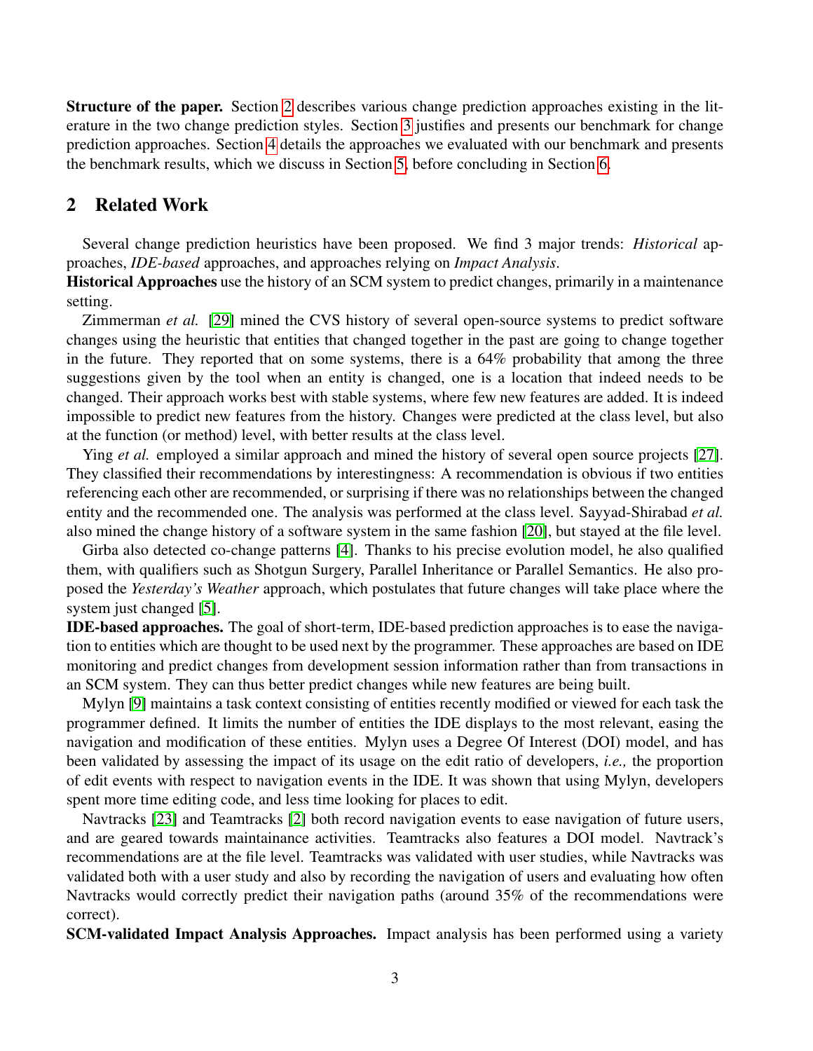**Structure of the paper.** Section 2 describes various change prediction approaches existing in the literature in the two change prediction styles. Section 3 justifies and presents our benchmark for change prediction approaches. Section 4 details the approaches we evaluated with our benchmark and presents the benchmark results, which we discuss in Section 5, before concluding in Section 6.

## 2 Related Work

Several change prediction heuristics have been proposed. We find 3 major trends: *Historical* approaches, *IDE-based* approaches, and approaches relying on *Impact Analysis*.

**Historical Approaches** use the history of an SCM system to predict changes, primarily in a maintenance setting.

Zimmerman *et al.* [29] mined the CVS history of several open-source systems to predict software changes using the heuristic that entities that changed together in the past are going to change together in the future. They reported that on some systems, there is a 64% probability that among the three suggestions given by the tool when an entity is changed, one is a location that indeed needs to be changed. Their approach works best with stable systems, where few new features are added. It is indeed impossible to predict new features from the history. Changes were predicted at the class level, but also at the function (or method) level, with better results at the class level.

Ying *et al.* employed a similar approach and mined the history of several open source projects [27]. They classified their recommendations by interestingness: A recommendation is obvious if two entities referencing each other are recommended, or surprising if there was no relationships between the changed entity and the recommended one. The analysis was performed at the class level. Sayyad-Shirabad *et al.* also mined the change history of a software system in the same fashion [20], but stayed at the file level.

Girba also detected co-change patterns [4]. Thanks to his precise evolution model, he also qualified them, with qualifiers such as Shotgun Surgery, Parallel Inheritance or Parallel Semantics. He also proposed the *Yesterday's Weather* approach, which postulates that future changes will take place where the system just changed [5].

**IDE-based approaches.** The goal of short-term, IDE-based prediction approaches is to ease the navigation to entities which are thought to be used next by the programmer. These approaches are based on IDE monitoring and predict changes from development session information rather than from transactions in an SCM system. They can thus better predict changes while new features are being built.

Mylyn [9] maintains a task context consisting of entities recently modified or viewed for each task the programmer defined. It limits the number of entities the IDE displays to the most relevant, easing the navigation and modification of these entities. Mylyn uses a Degree Of Interest (DOI) model, and has been validated by assessing the impact of its usage on the edit ratio of developers, *i.e.,* the proportion of edit events with respect to navigation events in the IDE. It was shown that using Mylyn, developers spent more time editing code, and less time looking for places to edit.

Navtracks [23] and Teamtracks [2] both record navigation events to ease navigation of future users, and are geared towards maintainance activities. Teamtracks also features a DOI model. Navtrack's recommendations are at the file level. Teamtracks was validated with user studies, while Navtracks was validated both with a user study and also by recording the navigation of users and evaluating how often Navtracks would correctly predict their navigation paths (around 35% of the recommendations were correct).

**SCM-validated Impact Analysis Approaches.** Impact analysis has been performed using a variety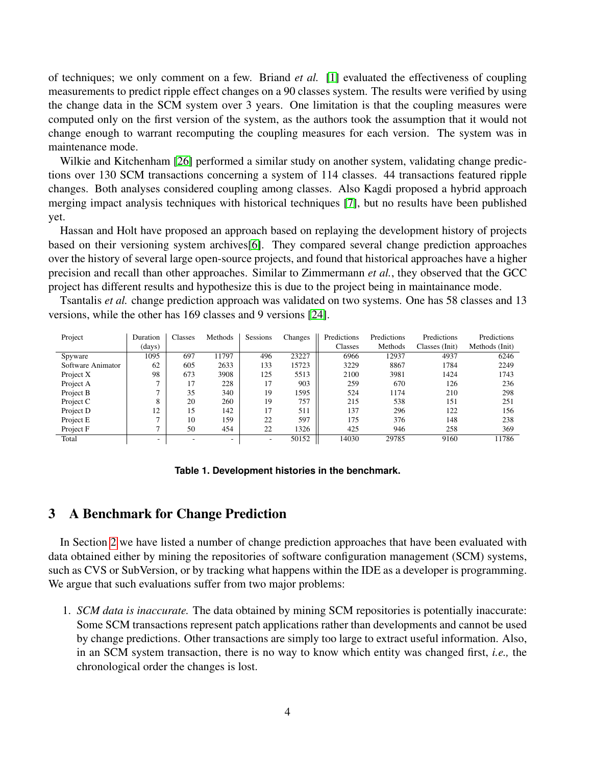of techniques; we only comment on a few. Briand *et al.* [1] evaluated the effectiveness of coupling measurements to predict ripple effect changes on a 90 classes system. The results were verified by using the change data in the SCM system over 3 years. One limitation is that the coupling measures were computed only on the first version of the system, as the authors took the assumption that it would not change enough to warrant recomputing the coupling measures for each version. The system was in maintenance mode.

Wilkie and Kitchenham [26] performed a similar study on another system, validating change predictions over 130 SCM transactions concerning a system of 114 classes. 44 transactions featured ripple changes. Both analyses considered coupling among classes. Also Kagdi proposed a hybrid approach merging impact analysis techniques with historical techniques [7], but no results have been published yet.

Hassan and Holt have proposed an approach based on replaying the development history of projects based on their versioning system archives[6]. They compared several change prediction approaches over the history of several large open-source projects, and found that historical approaches have a higher precision and recall than other approaches. Similar to Zimmermann *et al.*, they observed that the GCC project has different results and hypothesize this is due to the project being in maintainance mode.

Tsantalis *et al.* change prediction approach was validated on two systems. One has 58 classes and 13 versions, while the other has 169 classes and 9 versions [24].

| Project | Duration (days) | Classes | Methods | Sessions | Changes | Predictions Classes | Predictions Methods | Predictions Classes (Init) | Predictions Methods (Init) |
|---|---|---|---|---|---|---|---|---|---|
| Spyware | 1095 | 697 | 11797 | 496 | 23227 | 6966 | 12937 | 4937 | 6246 |
| Software Animator | 62 | 605 | 2633 | 133 | 15723 | 3229 | 8867 | 1784 | 2249 |
| Project X | 98 | 673 | 3908 | 125 | 5513 | 2100 | 3981 | 1424 | 1743 |
| Project A | 7 | 17 | 228 | 17 | 903 | 259 | 670 | 126 | 236 |
| Project B | 7 | 35 | 340 | 19 | 1595 | 524 | 1174 | 210 | 298 |
| Project C | 8 | 20 | 260 | 19 | 757 | 215 | 538 | 151 | 251 |
| Project D | 12 | 15 | 142 | 17 | 511 | 137 | 296 | 122 | 156 |
| Project E | 7 | 10 | 159 | 22 | 597 | 175 | 376 | 148 | 238 |
| Project F | 7 | 50 | 454 | 22 | 1326 | 425 | 946 | 258 | 369 |
| Total | - | - | - | - | 50152 | 14030 | 29785 | 9160 | 11786 |

**Table 1. Development histories in the benchmark.**

## 3 A Benchmark for Change Prediction

In Section 2 we have listed a number of change prediction approaches that have been evaluated with data obtained either by mining the repositories of software configuration management (SCM) systems, such as CVS or SubVersion, or by tracking what happens within the IDE as a developer is programming. We argue that such evaluations suffer from two major problems:

1. *SCM data is inaccurate.* The data obtained by mining SCM repositories is potentially inaccurate: Some SCM transactions represent patch applications rather than developments and cannot be used by change predictions. Other transactions are simply too large to extract useful information. Also, in an SCM system transaction, there is no way to know which entity was changed first, *i.e.,* the chronological order the changes is lost.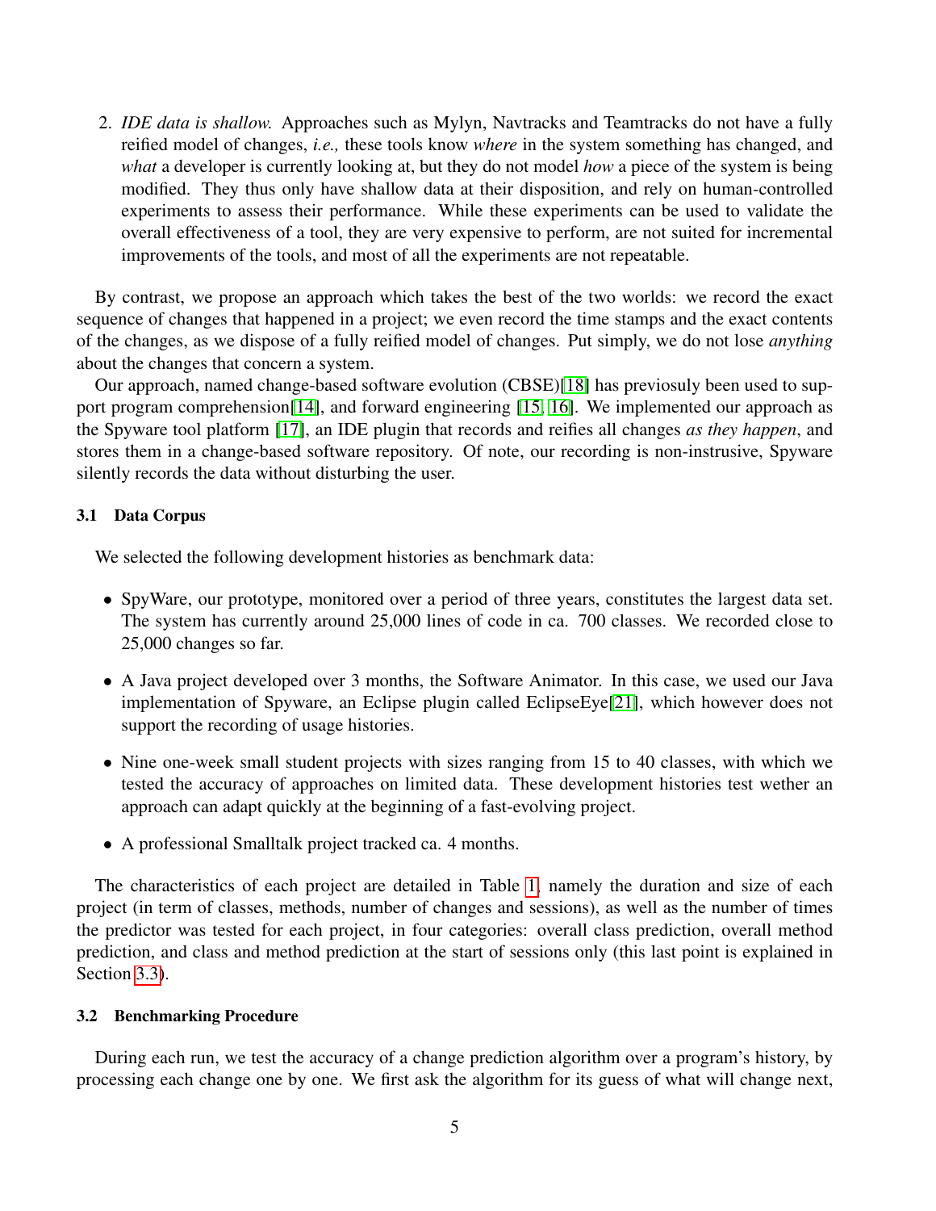2. *IDE data is shallow.* Approaches such as Mylyn, Navtracks and Teamtracks do not have a fully reified model of changes, *i.e.,* these tools know *where* in the system something has changed, and *what* a developer is currently looking at, but they do not model *how* a piece of the system is being modified. They thus only have shallow data at their disposition, and rely on human-controlled experiments to assess their performance. While these experiments can be used to validate the overall effectiveness of a tool, they are very expensive to perform, are not suited for incremental improvements of the tools, and most of all the experiments are not repeatable.

By contrast, we propose an approach which takes the best of the two worlds: we record the exact sequence of changes that happened in a project; we even record the time stamps and the exact contents of the changes, as we dispose of a fully reified model of changes. Put simply, we do not lose *anything* about the changes that concern a system.

Our approach, named change-based software evolution (CBSE)[18] has previosuly been used to support program comprehension[14], and forward engineering [15, 16]. We implemented our approach as the Spyware tool platform [17], an IDE plugin that records and reifies all changes *as they happen*, and stores them in a change-based software repository. Of note, our recording is non-instrusive, Spyware silently records the data without disturbing the user.

### 3.1 Data Corpus

We selected the following development histories as benchmark data:

- SpyWare, our prototype, monitored over a period of three years, constitutes the largest data set. The system has currently around 25,000 lines of code in ca. 700 classes. We recorded close to 25,000 changes so far.
- A Java project developed over 3 months, the Software Animator. In this case, we used our Java implementation of Spyware, an Eclipse plugin called EclipseEye[21], which however does not support the recording of usage histories.
- Nine one-week small student projects with sizes ranging from 15 to 40 classes, with which we tested the accuracy of approaches on limited data. These development histories test wether an approach can adapt quickly at the beginning of a fast-evolving project.
- A professional Smalltalk project tracked ca. 4 months.

The characteristics of each project are detailed in Table 1, namely the duration and size of each project (in term of classes, methods, number of changes and sessions), as well as the number of times the predictor was tested for each project, in four categories: overall class prediction, overall method prediction, and class and method prediction at the start of sessions only (this last point is explained in Section 3.3).

### 3.2 Benchmarking Procedure

During each run, we test the accuracy of a change prediction algorithm over a program's history, by processing each change one by one. We first ask the algorithm for its guess of what will change next,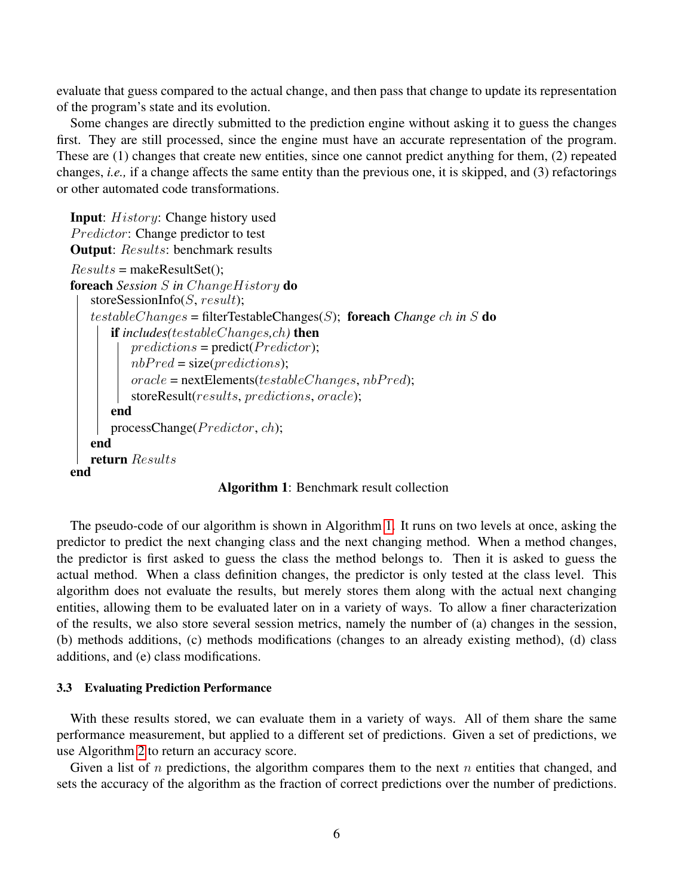evaluate that guess compared to the actual change, and then pass that change to update its representation of the program's state and its evolution.

Some changes are directly submitted to the prediction engine without asking it to guess the changes first. They are still processed, since the engine must have an accurate representation of the program. These are (1) changes that create new entities, since one cannot predict anything for them, (2) repeated changes, *i.e.,* if a change affects the same entity than the previous one, it is skipped, and (3) refactorings or other automated code transformations.

```
Input: History: Change history used
Predictor: Change predictor to test
Output: Results: benchmark results
Results = makeResultSet();
foreach Session S in ChangeHistory do
    storeSessionInfo(S, result);
    testableChanges = filterTestableChanges(S);  foreach Change ch in S do
        if includes(testableChanges,ch) then
            predictions = predict(Predictor);
            nbPred = size(predictions);
            oracle = nextElements(testableChanges, nbPred);
            storeResult(results, predictions, oracle);
        end
        processChange(Predictor, ch);
    end
    return Results
end
```

**Algorithm 1**: Benchmark result collection

The pseudo-code of our algorithm is shown in Algorithm 1. It runs on two levels at once, asking the predictor to predict the next changing class and the next changing method. When a method changes, the predictor is first asked to guess the class the method belongs to. Then it is asked to guess the actual method. When a class definition changes, the predictor is only tested at the class level. This algorithm does not evaluate the results, but merely stores them along with the actual next changing entities, allowing them to be evaluated later on in a variety of ways. To allow a finer characterization of the results, we also store several session metrics, namely the number of (a) changes in the session, (b) methods additions, (c) methods modifications (changes to an already existing method), (d) class additions, and (e) class modifications.

### 3.3 Evaluating Prediction Performance

With these results stored, we can evaluate them in a variety of ways. All of them share the same performance measurement, but applied to a different set of predictions. Given a set of predictions, we use Algorithm 2 to return an accuracy score.

Given a list of $n$ predictions, the algorithm compares them to the next $n$ entities that changed, and sets the accuracy of the algorithm as the fraction of correct predictions over the number of predictions.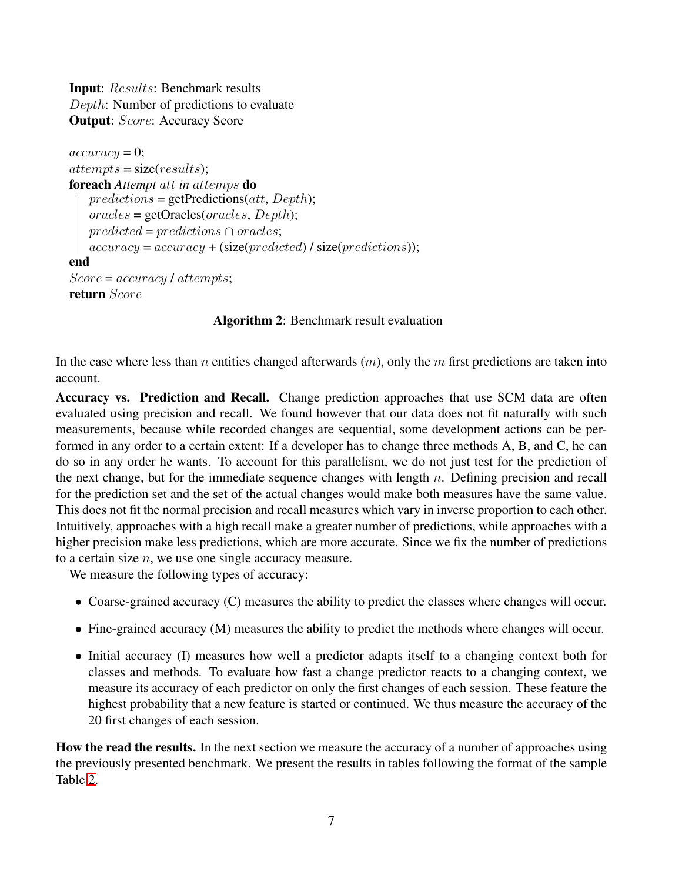**Input**: $Results$: Benchmark results
$Depth$: Number of predictions to evaluate
**Output**: $Score$: Accuracy Score

$accuracy$ = 0;
$attempts$ = size($results$);
**foreach** *Attempt* $att$ *in* $attemps$ **do**
  $predictions$ = getPredictions($att$, $Depth$);
  $oracles$ = getOracles($oracles$, $Depth$);
  $predicted$ = $predictions \cap oracles$;
  $accuracy$ = $accuracy$ + (size($predicted$) / size($predictions$));
**end**
$Score$ = $accuracy$ / $attempts$;
**return** $Score$

**Algorithm 2**: Benchmark result evaluation

In the case where less than $n$ entities changed afterwards ($m$), only the $m$ first predictions are taken into account.

**Accuracy vs. Prediction and Recall.** Change prediction approaches that use SCM data are often evaluated using precision and recall. We found however that our data does not fit naturally with such measurements, because while recorded changes are sequential, some development actions can be performed in any order to a certain extent: If a developer has to change three methods A, B, and C, he can do so in any order he wants. To account for this parallelism, we do not just test for the prediction of the next change, but for the immediate sequence changes with length $n$. Defining precision and recall for the prediction set and the set of the actual changes would make both measures have the same value. This does not fit the normal precision and recall measures which vary in inverse proportion to each other. Intuitively, approaches with a high recall make a greater number of predictions, while approaches with a higher precision make less predictions, which are more accurate. Since we fix the number of predictions to a certain size $n$, we use one single accuracy measure.

We measure the following types of accuracy:

- Coarse-grained accuracy (C) measures the ability to predict the classes where changes will occur.
- Fine-grained accuracy (M) measures the ability to predict the methods where changes will occur.
- Initial accuracy (I) measures how well a predictor adapts itself to a changing context both for classes and methods. To evaluate how fast a change predictor reacts to a changing context, we measure its accuracy of each predictor on only the first changes of each session. These feature the highest probability that a new feature is started or continued. We thus measure the accuracy of the 20 first changes of each session.

**How the read the results.** In the next section we measure the accuracy of a number of approaches using the previously presented benchmark. We present the results in tables following the format of the sample Table 2.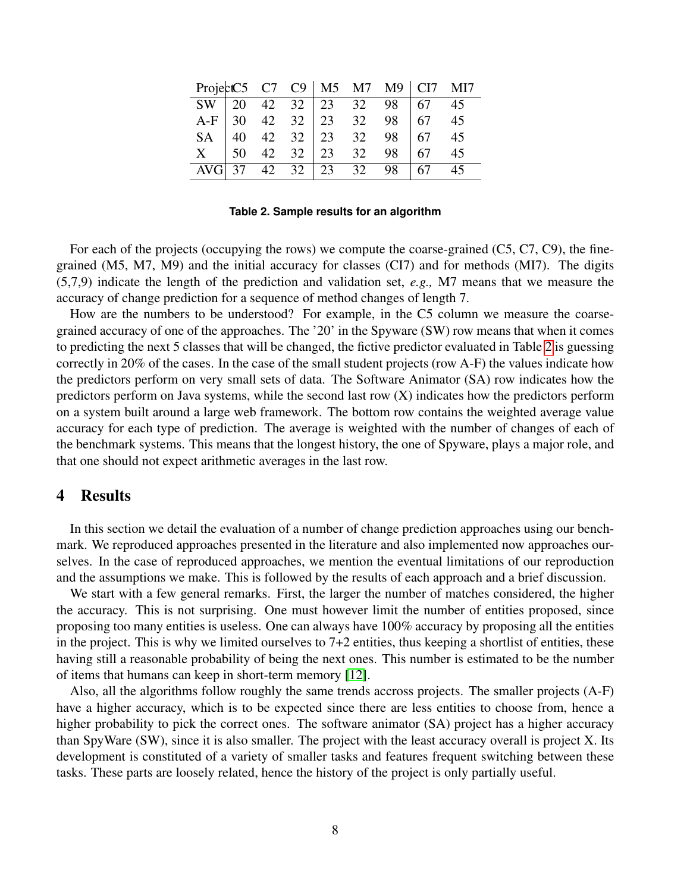| Project | C5 | C7 | C9 | M5 | M7 | M9 | CI7 | MI7 |
|---|---|---|---|---|---|---|---|---|
| SW | 20 | 42 | 32 | 23 | 32 | 98 | 67 | 45 |
| A-F | 30 | 42 | 32 | 23 | 32 | 98 | 67 | 45 |
| SA | 40 | 42 | 32 | 23 | 32 | 98 | 67 | 45 |
| X | 50 | 42 | 32 | 23 | 32 | 98 | 67 | 45 |
| AVG | 37 | 42 | 32 | 23 | 32 | 98 | 67 | 45 |

**Table 2. Sample results for an algorithm**

For each of the projects (occupying the rows) we compute the coarse-grained (C5, C7, C9), the fine-grained (M5, M7, M9) and the initial accuracy for classes (CI7) and for methods (MI7). The digits (5,7,9) indicate the length of the prediction and validation set, *e.g.,* M7 means that we measure the accuracy of change prediction for a sequence of method changes of length 7.

How are the numbers to be understood? For example, in the C5 column we measure the coarse-grained accuracy of one of the approaches. The '20' in the Spyware (SW) row means that when it comes to predicting the next 5 classes that will be changed, the fictive predictor evaluated in Table 2 is guessing correctly in 20% of the cases. In the case of the small student projects (row A-F) the values indicate how the predictors perform on very small sets of data. The Software Animator (SA) row indicates how the predictors perform on Java systems, while the second last row (X) indicates how the predictors perform on a system built around a large web framework. The bottom row contains the weighted average value accuracy for each type of prediction. The average is weighted with the number of changes of each of the benchmark systems. This means that the longest history, the one of Spyware, plays a major role, and that one should not expect arithmetic averages in the last row.

# 4 Results

In this section we detail the evaluation of a number of change prediction approaches using our benchmark. We reproduced approaches presented in the literature and also implemented now approaches ourselves. In the case of reproduced approaches, we mention the eventual limitations of our reproduction and the assumptions we make. This is followed by the results of each approach and a brief discussion.

We start with a few general remarks. First, the larger the number of matches considered, the higher the accuracy. This is not surprising. One must however limit the number of entities proposed, since proposing too many entities is useless. One can always have 100% accuracy by proposing all the entities in the project. This is why we limited ourselves to 7+2 entities, thus keeping a shortlist of entities, these having still a reasonable probability of being the next ones. This number is estimated to be the number of items that humans can keep in short-term memory [12].

Also, all the algorithms follow roughly the same trends accross projects. The smaller projects (A-F) have a higher accuracy, which is to be expected since there are less entities to choose from, hence a higher probability to pick the correct ones. The software animator (SA) project has a higher accuracy than SpyWare (SW), since it is also smaller. The project with the least accuracy overall is project X. Its development is constituted of a variety of smaller tasks and features frequent switching between these tasks. These parts are loosely related, hence the history of the project is only partially useful.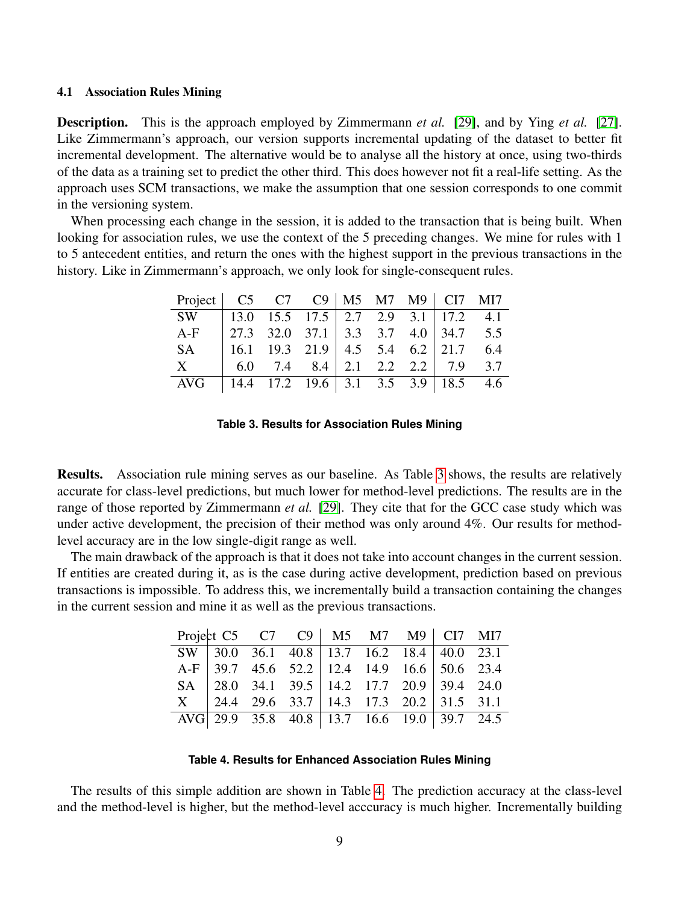### 4.1 Association Rules Mining

**Description.** This is the approach employed by Zimmermann *et al.* [29], and by Ying *et al.* [27]. Like Zimmermann's approach, our version supports incremental updating of the dataset to better fit incremental development. The alternative would be to analyse all the history at once, using two-thirds of the data as a training set to predict the other third. This does however not fit a real-life setting. As the approach uses SCM transactions, we make the assumption that one session corresponds to one commit in the versioning system.

When processing each change in the session, it is added to the transaction that is being built. When looking for association rules, we use the context of the 5 preceding changes. We mine for rules with 1 to 5 antecedent entities, and return the ones with the highest support in the previous transactions in the history. Like in Zimmermann's approach, we only look for single-consequent rules.

| Project | C5 | C7 | C9 | M5 | M7 | M9 | CI7 | MI7 |
|---|---|---|---|---|---|---|---|---|
| SW | 13.0 | 15.5 | 17.5 | 2.7 | 2.9 | 3.1 | 17.2 | 4.1 |
| A-F | 27.3 | 32.0 | 37.1 | 3.3 | 3.7 | 4.0 | 34.7 | 5.5 |
| SA | 16.1 | 19.3 | 21.9 | 4.5 | 5.4 | 6.2 | 21.7 | 6.4 |
| X | 6.0 | 7.4 | 8.4 | 2.1 | 2.2 | 2.2 | 7.9 | 3.7 |
| AVG | 14.4 | 17.2 | 19.6 | 3.1 | 3.5 | 3.9 | 18.5 | 4.6 |

**Table 3. Results for Association Rules Mining**

**Results.** Association rule mining serves as our baseline. As Table 3 shows, the results are relatively accurate for class-level predictions, but much lower for method-level predictions. The results are in the range of those reported by Zimmermann *et al.* [29]. They cite that for the GCC case study which was under active development, the precision of their method was only around 4%. Our results for method-level accuracy are in the low single-digit range as well.

The main drawback of the approach is that it does not take into account changes in the current session. If entities are created during it, as is the case during active development, prediction based on previous transactions is impossible. To address this, we incrementally build a transaction containing the changes in the current session and mine it as well as the previous transactions.

| Project | C5 | C7 | C9 | M5 | M7 | M9 | CI7 | MI7 |
|---|---|---|---|---|---|---|---|---|
| SW | 30.0 | 36.1 | 40.8 | 13.7 | 16.2 | 18.4 | 40.0 | 23.1 |
| A-F | 39.7 | 45.6 | 52.2 | 12.4 | 14.9 | 16.6 | 50.6 | 23.4 |
| SA | 28.0 | 34.1 | 39.5 | 14.2 | 17.7 | 20.9 | 39.4 | 24.0 |
| X | 24.4 | 29.6 | 33.7 | 14.3 | 17.3 | 20.2 | 31.5 | 31.1 |
| AVG | 29.9 | 35.8 | 40.8 | 13.7 | 16.6 | 19.0 | 39.7 | 24.5 |

**Table 4. Results for Enhanced Association Rules Mining**

The results of this simple addition are shown in Table 4. The prediction accuracy at the class-level and the method-level is higher, but the method-level acccuracy is much higher. Incrementally building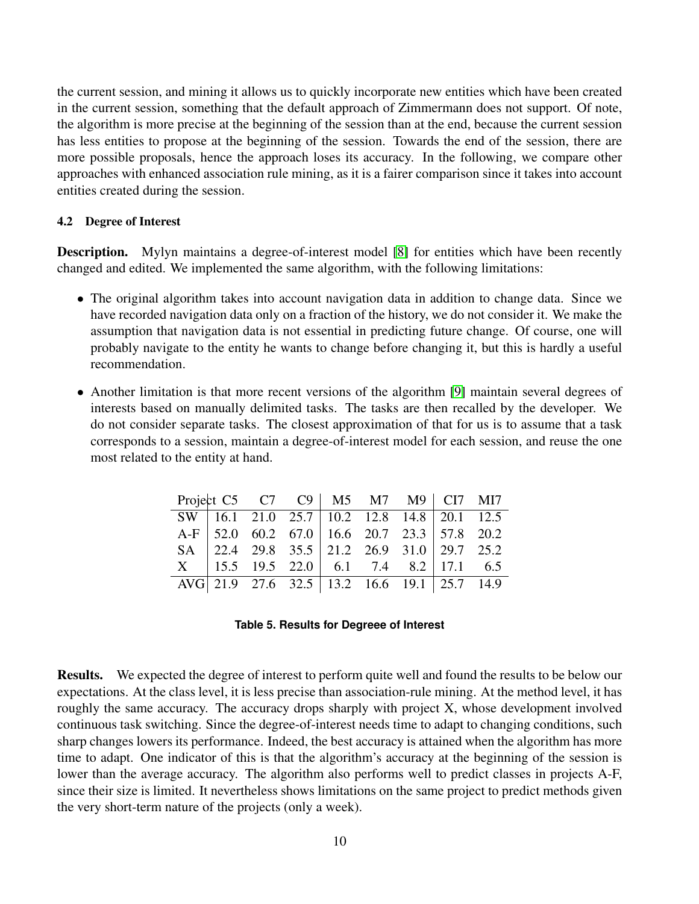the current session, and mining it allows us to quickly incorporate new entities which have been created in the current session, something that the default approach of Zimmermann does not support. Of note, the algorithm is more precise at the beginning of the session than at the end, because the current session has less entities to propose at the beginning of the session. Towards the end of the session, there are more possible proposals, hence the approach loses its accuracy. In the following, we compare other approaches with enhanced association rule mining, as it is a fairer comparison since it takes into account entities created during the session.

### 4.2 Degree of Interest

**Description.** Mylyn maintains a degree-of-interest model [8] for entities which have been recently changed and edited. We implemented the same algorithm, with the following limitations:

- The original algorithm takes into account navigation data in addition to change data. Since we have recorded navigation data only on a fraction of the history, we do not consider it. We make the assumption that navigation data is not essential in predicting future change. Of course, one will probably navigate to the entity he wants to change before changing it, but this is hardly a useful recommendation.
- Another limitation is that more recent versions of the algorithm [9] maintain several degrees of interests based on manually delimited tasks. The tasks are then recalled by the developer. We do not consider separate tasks. The closest approximation of that for us is to assume that a task corresponds to a session, maintain a degree-of-interest model for each session, and reuse the one most related to the entity at hand.

| Project | C5 | C7 | C9 | M5 | M7 | M9 | CI7 | MI7 |
|---|---|---|---|---|---|---|---|---|
| SW | 16.1 | 21.0 | 25.7 | 10.2 | 12.8 | 14.8 | 20.1 | 12.5 |
| A-F | 52.0 | 60.2 | 67.0 | 16.6 | 20.7 | 23.3 | 57.8 | 20.2 |
| SA | 22.4 | 29.8 | 35.5 | 21.2 | 26.9 | 31.0 | 29.7 | 25.2 |
| X | 15.5 | 19.5 | 22.0 | 6.1 | 7.4 | 8.2 | 17.1 | 6.5 |
| AVG | 21.9 | 27.6 | 32.5 | 13.2 | 16.6 | 19.1 | 25.7 | 14.9 |

**Table 5. Results for Degreee of Interest**

**Results.** We expected the degree of interest to perform quite well and found the results to be below our expectations. At the class level, it is less precise than association-rule mining. At the method level, it has roughly the same accuracy. The accuracy drops sharply with project X, whose development involved continuous task switching. Since the degree-of-interest needs time to adapt to changing conditions, such sharp changes lowers its performance. Indeed, the best accuracy is attained when the algorithm has more time to adapt. One indicator of this is that the algorithm's accuracy at the beginning of the session is lower than the average accuracy. The algorithm also performs well to predict classes in projects A-F, since their size is limited. It nevertheless shows limitations on the same project to predict methods given the very short-term nature of the projects (only a week).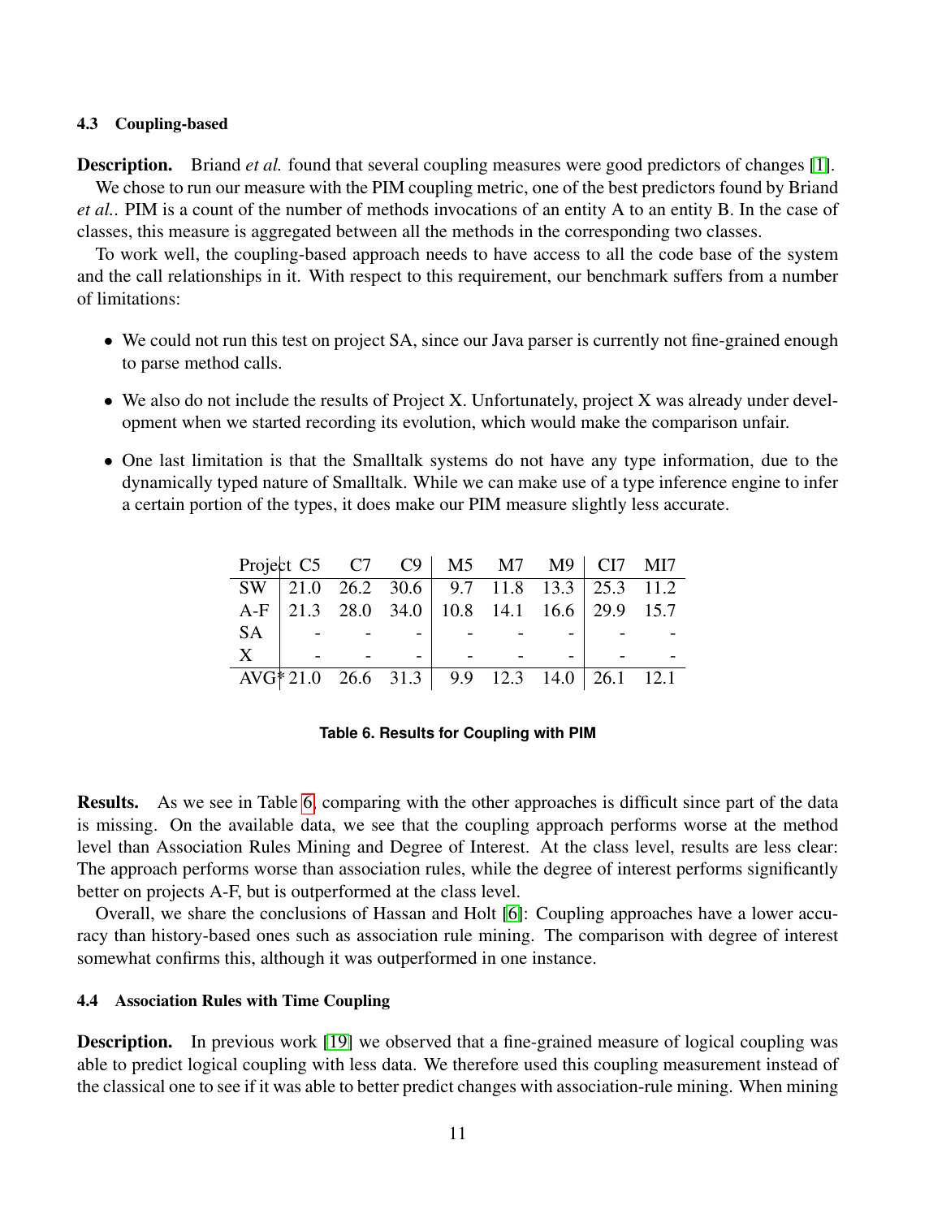#### 4.3 Coupling-based

**Description.** Briand *et al.* found that several coupling measures were good predictors of changes [1].

We chose to run our measure with the PIM coupling metric, one of the best predictors found by Briand *et al.*. PIM is a count of the number of methods invocations of an entity A to an entity B. In the case of classes, this measure is aggregated between all the methods in the corresponding two classes.

To work well, the coupling-based approach needs to have access to all the code base of the system and the call relationships in it. With respect to this requirement, our benchmark suffers from a number of limitations:

- We could not run this test on project SA, since our Java parser is currently not fine-grained enough to parse method calls.
- We also do not include the results of Project X. Unfortunately, project X was already under development when we started recording its evolution, which would make the comparison unfair.
- One last limitation is that the Smalltalk systems do not have any type information, due to the dynamically typed nature of Smalltalk. While we can make use of a type inference engine to infer a certain portion of the types, it does make our PIM measure slightly less accurate.

| Project | C5 | C7 | C9 | M5 | M7 | M9 | CI7 | MI7 |
|---|---|---|---|---|---|---|---|---|
| SW | 21.0 | 26.2 | 30.6 | 9.7 | 11.8 | 13.3 | 25.3 | 11.2 |
| A-F | 21.3 | 28.0 | 34.0 | 10.8 | 14.1 | 16.6 | 29.9 | 15.7 |
| SA | - | - | - | - | - | - | - | - |
| X | - | - | - | - | - | - | - | - |
| AVG* | 21.0 | 26.6 | 31.3 | 9.9 | 12.3 | 14.0 | 26.1 | 12.1 |

**Table 6. Results for Coupling with PIM**

**Results.** As we see in Table 6, comparing with the other approaches is difficult since part of the data is missing. On the available data, we see that the coupling approach performs worse at the method level than Association Rules Mining and Degree of Interest. At the class level, results are less clear: The approach performs worse than association rules, while the degree of interest performs significantly better on projects A-F, but is outperformed at the class level.

Overall, we share the conclusions of Hassan and Holt [6]: Coupling approaches have a lower accuracy than history-based ones such as association rule mining. The comparison with degree of interest somewhat confirms this, although it was outperformed in one instance.

#### 4.4 Association Rules with Time Coupling

**Description.** In previous work [19] we observed that a fine-grained measure of logical coupling was able to predict logical coupling with less data. We therefore used this coupling measurement instead of the classical one to see if it was able to better predict changes with association-rule mining. When mining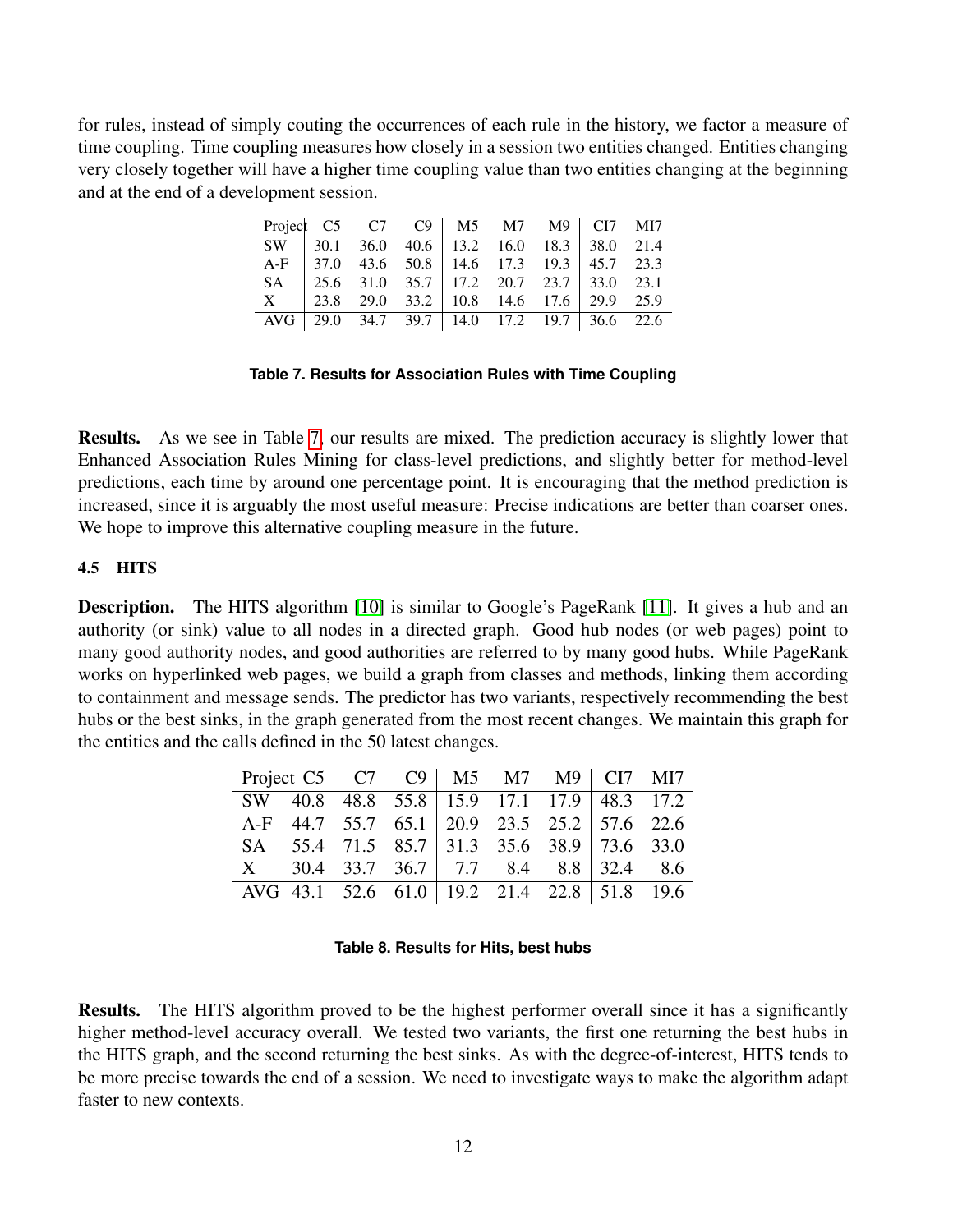for rules, instead of simply couting the occurrences of each rule in the history, we factor a measure of time coupling. Time coupling measures how closely in a session two entities changed. Entities changing very closely together will have a higher time coupling value than two entities changing at the beginning and at the end of a development session.

| Project | C5 | C7 | C9 | M5 | M7 | M9 | CI7 | MI7 |
|---|---|---|---|---|---|---|---|---|
| SW | 30.1 | 36.0 | 40.6 | 13.2 | 16.0 | 18.3 | 38.0 | 21.4 |
| A-F | 37.0 | 43.6 | 50.8 | 14.6 | 17.3 | 19.3 | 45.7 | 23.3 |
| SA | 25.6 | 31.0 | 35.7 | 17.2 | 20.7 | 23.7 | 33.0 | 23.1 |
| X | 23.8 | 29.0 | 33.2 | 10.8 | 14.6 | 17.6 | 29.9 | 25.9 |
| AVG | 29.0 | 34.7 | 39.7 | 14.0 | 17.2 | 19.7 | 36.6 | 22.6 |

**Table 7. Results for Association Rules with Time Coupling**

**Results.** As we see in Table 7, our results are mixed. The prediction accuracy is slightly lower that Enhanced Association Rules Mining for class-level predictions, and slightly better for method-level predictions, each time by around one percentage point. It is encouraging that the method prediction is increased, since it is arguably the most useful measure: Precise indications are better than coarser ones. We hope to improve this alternative coupling measure in the future.

### 4.5 HITS

**Description.** The HITS algorithm [10] is similar to Google's PageRank [11]. It gives a hub and an authority (or sink) value to all nodes in a directed graph. Good hub nodes (or web pages) point to many good authority nodes, and good authorities are referred to by many good hubs. While PageRank works on hyperlinked web pages, we build a graph from classes and methods, linking them according to containment and message sends. The predictor has two variants, respectively recommending the best hubs or the best sinks, in the graph generated from the most recent changes. We maintain this graph for the entities and the calls defined in the 50 latest changes.

| Project | C5 | C7 | C9 | M5 | M7 | M9 | CI7 | MI7 |
|---|---|---|---|---|---|---|---|---|
| SW | 40.8 | 48.8 | 55.8 | 15.9 | 17.1 | 17.9 | 48.3 | 17.2 |
| A-F | 44.7 | 55.7 | 65.1 | 20.9 | 23.5 | 25.2 | 57.6 | 22.6 |
| SA | 55.4 | 71.5 | 85.7 | 31.3 | 35.6 | 38.9 | 73.6 | 33.0 |
| X | 30.4 | 33.7 | 36.7 | 7.7 | 8.4 | 8.8 | 32.4 | 8.6 |
| AVG | 43.1 | 52.6 | 61.0 | 19.2 | 21.4 | 22.8 | 51.8 | 19.6 |

**Table 8. Results for Hits, best hubs**

**Results.** The HITS algorithm proved to be the highest performer overall since it has a significantly higher method-level accuracy overall. We tested two variants, the first one returning the best hubs in the HITS graph, and the second returning the best sinks. As with the degree-of-interest, HITS tends to be more precise towards the end of a session. We need to investigate ways to make the algorithm adapt faster to new contexts.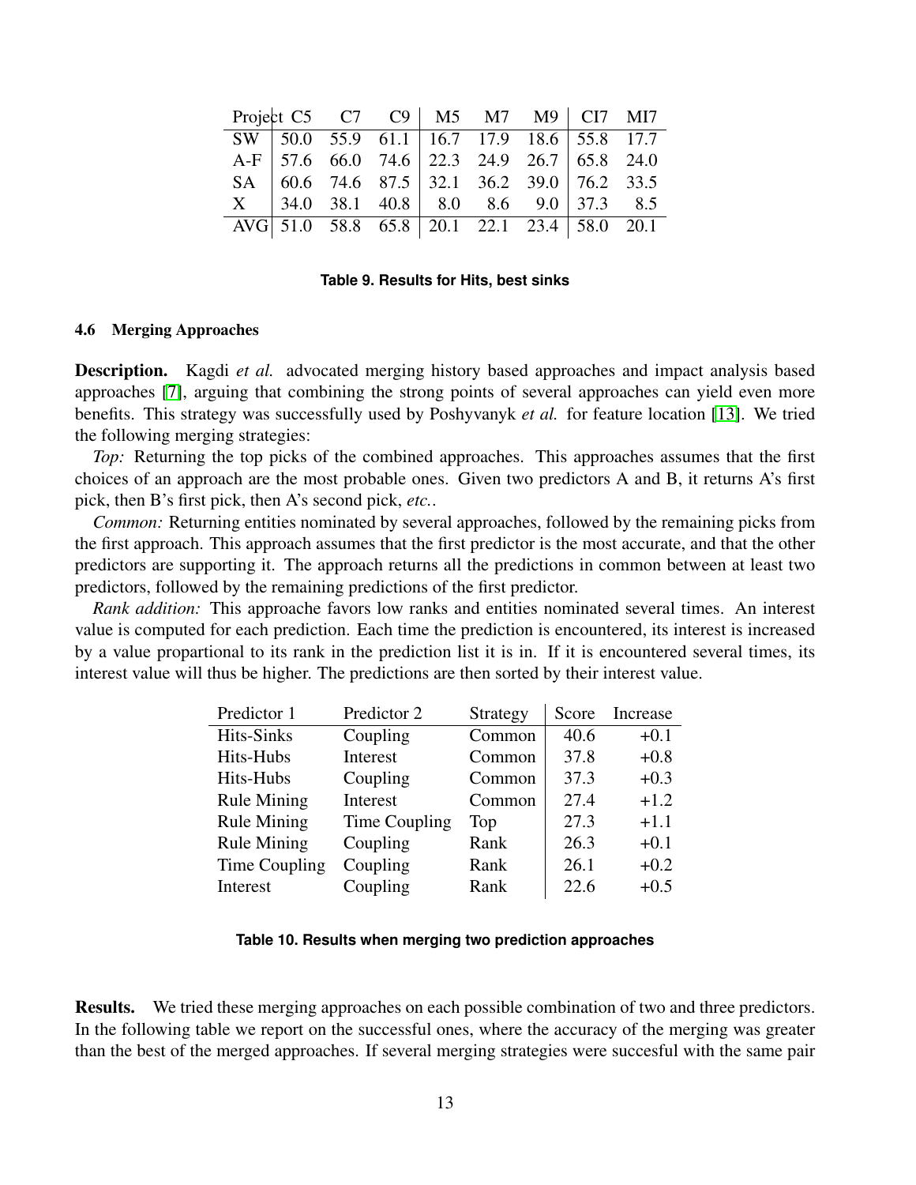| Project | C5 | C7 | C9 | M5 | M7 | M9 | CI7 | MI7 |
|---|---|---|---|---|---|---|---|---|
| SW | 50.0 | 55.9 | 61.1 | 16.7 | 17.9 | 18.6 | 55.8 | 17.7 |
| A-F | 57.6 | 66.0 | 74.6 | 22.3 | 24.9 | 26.7 | 65.8 | 24.0 |
| SA | 60.6 | 74.6 | 87.5 | 32.1 | 36.2 | 39.0 | 76.2 | 33.5 |
| X | 34.0 | 38.1 | 40.8 | 8.0 | 8.6 | 9.0 | 37.3 | 8.5 |
| AVG | 51.0 | 58.8 | 65.8 | 20.1 | 22.1 | 23.4 | 58.0 | 20.1 |

**Table 9. Results for Hits, best sinks**

### 4.6 Merging Approaches

**Description.** Kagdi *et al.* advocated merging history based approaches and impact analysis based approaches [7], arguing that combining the strong points of several approaches can yield even more benefits. This strategy was successfully used by Poshyvanyk *et al.* for feature location [13]. We tried the following merging strategies:

*Top:* Returning the top picks of the combined approaches. This approaches assumes that the first choices of an approach are the most probable ones. Given two predictors A and B, it returns A's first pick, then B's first pick, then A's second pick, *etc.*.

*Common:* Returning entities nominated by several approaches, followed by the remaining picks from the first approach. This approach assumes that the first predictor is the most accurate, and that the other predictors are supporting it. The approach returns all the predictions in common between at least two predictors, followed by the remaining predictions of the first predictor.

*Rank addition:* This approache favors low ranks and entities nominated several times. An interest value is computed for each prediction. Each time the prediction is encountered, its interest is increased by a value propartional to its rank in the prediction list it is in. If it is encountered several times, its interest value will thus be higher. The predictions are then sorted by their interest value.

| Predictor 1 | Predictor 2 | Strategy | Score | Increase |
|---|---|---|---|---|
| Hits-Sinks | Coupling | Common | 40.6 | +0.1 |
| Hits-Hubs | Interest | Common | 37.8 | +0.8 |
| Hits-Hubs | Coupling | Common | 37.3 | +0.3 |
| Rule Mining | Interest | Common | 27.4 | +1.2 |
| Rule Mining | Time Coupling | Top | 27.3 | +1.1 |
| Rule Mining | Coupling | Rank | 26.3 | +0.1 |
| Time Coupling | Coupling | Rank | 26.1 | +0.2 |
| Interest | Coupling | Rank | 22.6 | +0.5 |

**Table 10. Results when merging two prediction approaches**

**Results.** We tried these merging approaches on each possible combination of two and three predictors. In the following table we report on the successful ones, where the accuracy of the merging was greater than the best of the merged approaches. If several merging strategies were succesful with the same pair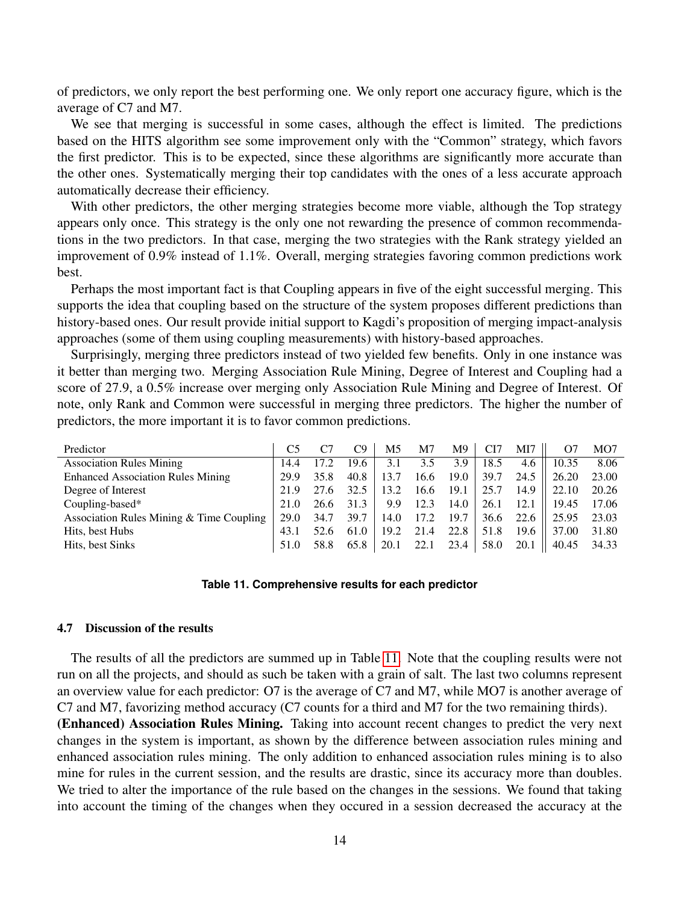of predictors, we only report the best performing one. We only report one accuracy figure, which is the average of C7 and M7.

We see that merging is successful in some cases, although the effect is limited. The predictions based on the HITS algorithm see some improvement only with the "Common" strategy, which favors the first predictor. This is to be expected, since these algorithms are significantly more accurate than the other ones. Systematically merging their top candidates with the ones of a less accurate approach automatically decrease their efficiency.

With other predictors, the other merging strategies become more viable, although the Top strategy appears only once. This strategy is the only one not rewarding the presence of common recommendations in the two predictors. In that case, merging the two strategies with the Rank strategy yielded an improvement of 0.9% instead of 1.1%. Overall, merging strategies favoring common predictions work best.

Perhaps the most important fact is that Coupling appears in five of the eight successful merging. This supports the idea that coupling based on the structure of the system proposes different predictions than history-based ones. Our result provide initial support to Kagdi's proposition of merging impact-analysis approaches (some of them using coupling measurements) with history-based approaches.

Surprisingly, merging three predictors instead of two yielded few benefits. Only in one instance was it better than merging two. Merging Association Rule Mining, Degree of Interest and Coupling had a score of 27.9, a 0.5% increase over merging only Association Rule Mining and Degree of Interest. Of note, only Rank and Common were successful in merging three predictors. The higher the number of predictors, the more important it is to favor common predictions.

| Predictor | C5 | C7 | C9 | M5 | M7 | M9 | CI7 | MI7 | O7 | MO7 |
|---|---|---|---|---|---|---|---|---|---|---|
| Association Rules Mining | 14.4 | 17.2 | 19.6 | 3.1 | 3.5 | 3.9 | 18.5 | 4.6 | 10.35 | 8.06 |
| Enhanced Association Rules Mining | 29.9 | 35.8 | 40.8 | 13.7 | 16.6 | 19.0 | 39.7 | 24.5 | 26.20 | 23.00 |
| Degree of Interest | 21.9 | 27.6 | 32.5 | 13.2 | 16.6 | 19.1 | 25.7 | 14.9 | 22.10 | 20.26 |
| Coupling-based* | 21.0 | 26.6 | 31.3 | 9.9 | 12.3 | 14.0 | 26.1 | 12.1 | 19.45 | 17.06 |
| Association Rules Mining & Time Coupling | 29.0 | 34.7 | 39.7 | 14.0 | 17.2 | 19.7 | 36.6 | 22.6 | 25.95 | 23.03 |
| Hits, best Hubs | 43.1 | 52.6 | 61.0 | 19.2 | 21.4 | 22.8 | 51.8 | 19.6 | 37.00 | 31.80 |
| Hits, best Sinks | 51.0 | 58.8 | 65.8 | 20.1 | 22.1 | 23.4 | 58.0 | 20.1 | 40.45 | 34.33 |

**Table 11. Comprehensive results for each predictor**

### 4.7 Discussion of the results

The results of all the predictors are summed up in Table 11. Note that the coupling results were not run on all the projects, and should as such be taken with a grain of salt. The last two columns represent an overview value for each predictor: O7 is the average of C7 and M7, while MO7 is another average of C7 and M7, favorizing method accuracy (C7 counts for a third and M7 for the two remaining thirds).

**(Enhanced) Association Rules Mining.** Taking into account recent changes to predict the very next changes in the system is important, as shown by the difference between association rules mining and enhanced association rules mining. The only addition to enhanced association rules mining is to also mine for rules in the current session, and the results are drastic, since its accuracy more than doubles. We tried to alter the importance of the rule based on the changes in the sessions. We found that taking into account the timing of the changes when they occured in a session decreased the accuracy at the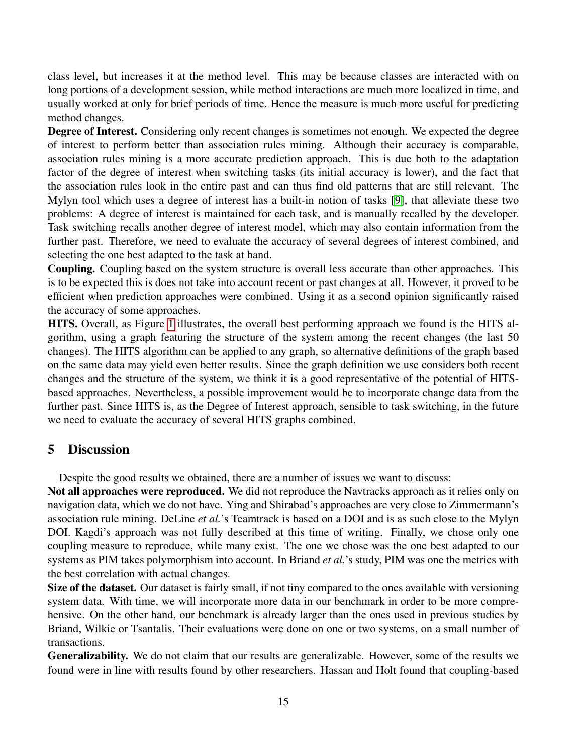class level, but increases it at the method level. This may be because classes are interacted with on long portions of a development session, while method interactions are much more localized in time, and usually worked at only for brief periods of time. Hence the measure is much more useful for predicting method changes.

**Degree of Interest.** Considering only recent changes is sometimes not enough. We expected the degree of interest to perform better than association rules mining. Although their accuracy is comparable, association rules mining is a more accurate prediction approach. This is due both to the adaptation factor of the degree of interest when switching tasks (its initial accuracy is lower), and the fact that the association rules look in the entire past and can thus find old patterns that are still relevant. The Mylyn tool which uses a degree of interest has a built-in notion of tasks [9], that alleviate these two problems: A degree of interest is maintained for each task, and is manually recalled by the developer. Task switching recalls another degree of interest model, which may also contain information from the further past. Therefore, we need to evaluate the accuracy of several degrees of interest combined, and selecting the one best adapted to the task at hand.

**Coupling.** Coupling based on the system structure is overall less accurate than other approaches. This is to be expected this is does not take into account recent or past changes at all. However, it proved to be efficient when prediction approaches were combined. Using it as a second opinion significantly raised the accuracy of some approaches.

**HITS.** Overall, as Figure 1 illustrates, the overall best performing approach we found is the HITS algorithm, using a graph featuring the structure of the system among the recent changes (the last 50 changes). The HITS algorithm can be applied to any graph, so alternative definitions of the graph based on the same data may yield even better results. Since the graph definition we use considers both recent changes and the structure of the system, we think it is a good representative of the potential of HITS-based approaches. Nevertheless, a possible improvement would be to incorporate change data from the further past. Since HITS is, as the Degree of Interest approach, sensible to task switching, in the future we need to evaluate the accuracy of several HITS graphs combined.

## 5 Discussion

Despite the good results we obtained, there are a number of issues we want to discuss:

**Not all approaches were reproduced.** We did not reproduce the Navtracks approach as it relies only on navigation data, which we do not have. Ying and Shirabad's approaches are very close to Zimmermann's association rule mining. DeLine *et al.*'s Teamtrack is based on a DOI and is as such close to the Mylyn DOI. Kagdi's approach was not fully described at this time of writing. Finally, we chose only one coupling measure to reproduce, while many exist. The one we chose was the one best adapted to our systems as PIM takes polymorphism into account. In Briand *et al.*'s study, PIM was one the metrics with the best correlation with actual changes.

**Size of the dataset.** Our dataset is fairly small, if not tiny compared to the ones available with versioning system data. With time, we will incorporate more data in our benchmark in order to be more comprehensive. On the other hand, our benchmark is already larger than the ones used in previous studies by Briand, Wilkie or Tsantalis. Their evaluations were done on one or two systems, on a small number of transactions.

**Generalizability.** We do not claim that our results are generalizable. However, some of the results we found were in line with results found by other researchers. Hassan and Holt found that coupling-based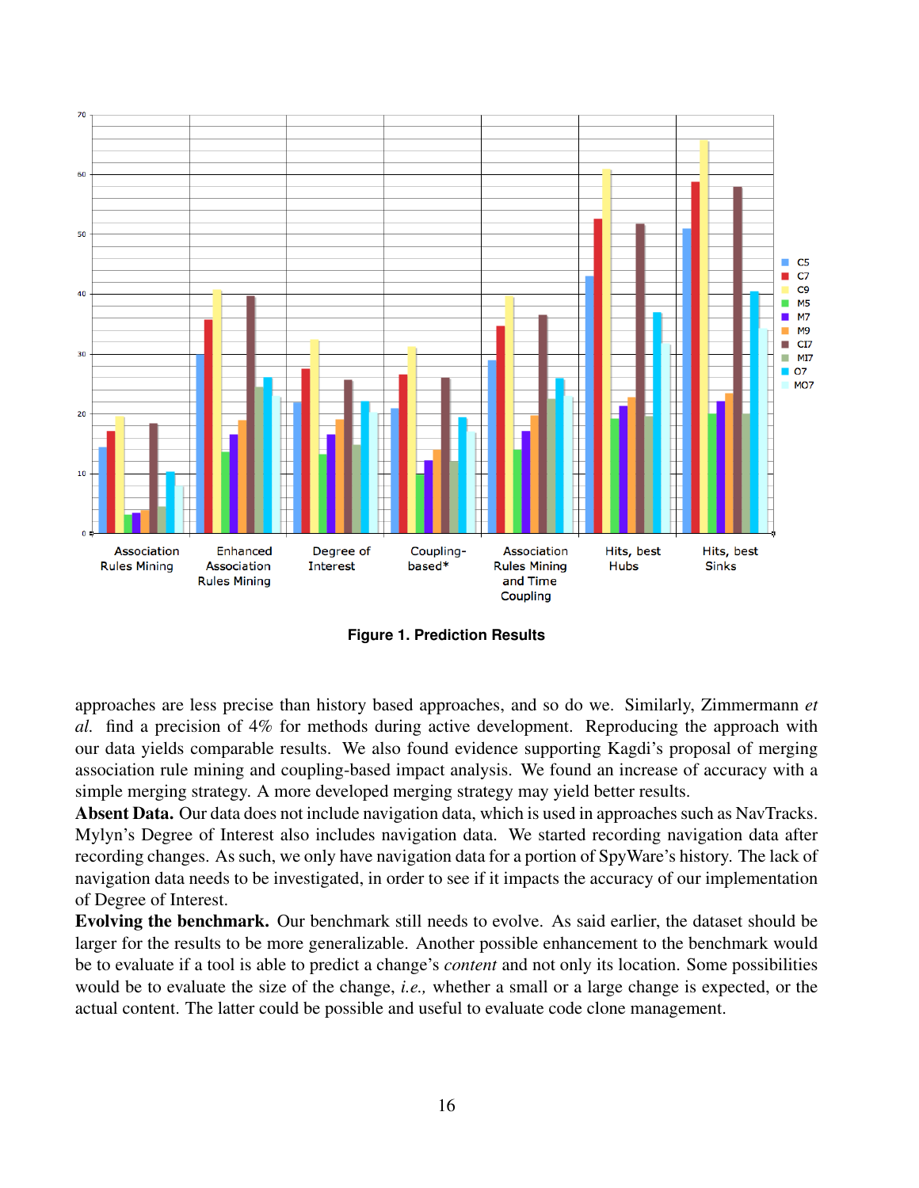Figure 1. Prediction Results

approaches are less precise than history based approaches, and so do we. Similarly, Zimmermann *et al.* find a precision of 4% for methods during active development. Reproducing the approach with our data yields comparable results. We also found evidence supporting Kagdi's proposal of merging association rule mining and coupling-based impact analysis. We found an increase of accuracy with a simple merging strategy. A more developed merging strategy may yield better results.

**Absent Data.** Our data does not include navigation data, which is used in approaches such as NavTracks. Mylyn's Degree of Interest also includes navigation data. We started recording navigation data after recording changes. As such, we only have navigation data for a portion of SpyWare's history. The lack of navigation data needs to be investigated, in order to see if it impacts the accuracy of our implementation of Degree of Interest.

**Evolving the benchmark.** Our benchmark still needs to evolve. As said earlier, the dataset should be larger for the results to be more generalizable. Another possible enhancement to the benchmark would be to evaluate if a tool is able to predict a change's *content* and not only its location. Some possibilities would be to evaluate the size of the change, *i.e.,* whether a small or a large change is expected, or the actual content. The latter could be possible and useful to evaluate code clone management.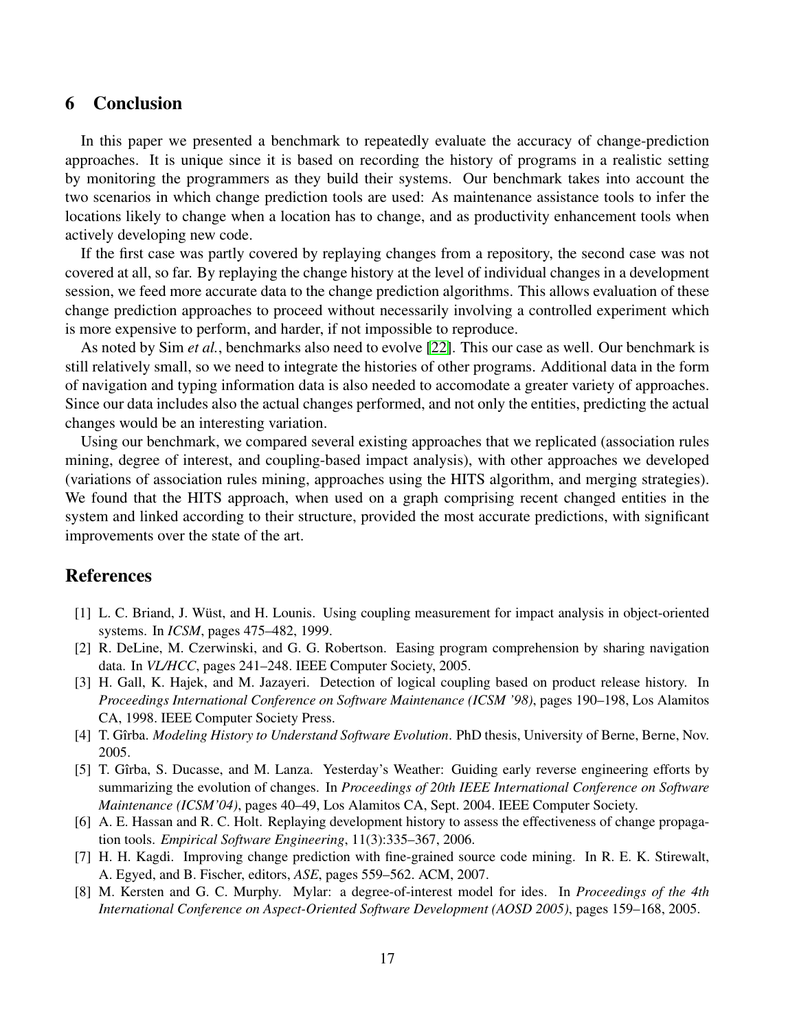## 6 Conclusion

In this paper we presented a benchmark to repeatedly evaluate the accuracy of change-prediction approaches. It is unique since it is based on recording the history of programs in a realistic setting by monitoring the programmers as they build their systems. Our benchmark takes into account the two scenarios in which change prediction tools are used: As maintenance assistance tools to infer the locations likely to change when a location has to change, and as productivity enhancement tools when actively developing new code.

If the first case was partly covered by replaying changes from a repository, the second case was not covered at all, so far. By replaying the change history at the level of individual changes in a development session, we feed more accurate data to the change prediction algorithms. This allows evaluation of these change prediction approaches to proceed without necessarily involving a controlled experiment which is more expensive to perform, and harder, if not impossible to reproduce.

As noted by Sim *et al.*, benchmarks also need to evolve [22]. This our case as well. Our benchmark is still relatively small, so we need to integrate the histories of other programs. Additional data in the form of navigation and typing information data is also needed to accomodate a greater variety of approaches. Since our data includes also the actual changes performed, and not only the entities, predicting the actual changes would be an interesting variation.

Using our benchmark, we compared several existing approaches that we replicated (association rules mining, degree of interest, and coupling-based impact analysis), with other approaches we developed (variations of association rules mining, approaches using the HITS algorithm, and merging strategies). We found that the HITS approach, when used on a graph comprising recent changed entities in the system and linked according to their structure, provided the most accurate predictions, with significant improvements over the state of the art.

## References

[1] L. C. Briand, J. Wüst, and H. Lounis. Using coupling measurement for impact analysis in object-oriented systems. In *ICSM*, pages 475–482, 1999.

[2] R. DeLine, M. Czerwinski, and G. G. Robertson. Easing program comprehension by sharing navigation data. In *VL/HCC*, pages 241–248. IEEE Computer Society, 2005.

[3] H. Gall, K. Hajek, and M. Jazayeri. Detection of logical coupling based on product release history. In *Proceedings International Conference on Software Maintenance (ICSM '98)*, pages 190–198, Los Alamitos CA, 1998. IEEE Computer Society Press.

[4] T. Gîrba. *Modeling History to Understand Software Evolution*. PhD thesis, University of Berne, Berne, Nov. 2005.

[5] T. Gîrba, S. Ducasse, and M. Lanza. Yesterday's Weather: Guiding early reverse engineering efforts by summarizing the evolution of changes. In *Proceedings of 20th IEEE International Conference on Software Maintenance (ICSM'04)*, pages 40–49, Los Alamitos CA, Sept. 2004. IEEE Computer Society.

[6] A. E. Hassan and R. C. Holt. Replaying development history to assess the effectiveness of change propagation tools. *Empirical Software Engineering*, 11(3):335–367, 2006.

[7] H. H. Kagdi. Improving change prediction with fine-grained source code mining. In R. E. K. Stirewalt, A. Egyed, and B. Fischer, editors, *ASE*, pages 559–562. ACM, 2007.

[8] M. Kersten and G. C. Murphy. Mylar: a degree-of-interest model for ides. In *Proceedings of the 4th International Conference on Aspect-Oriented Software Development (AOSD 2005)*, pages 159–168, 2005.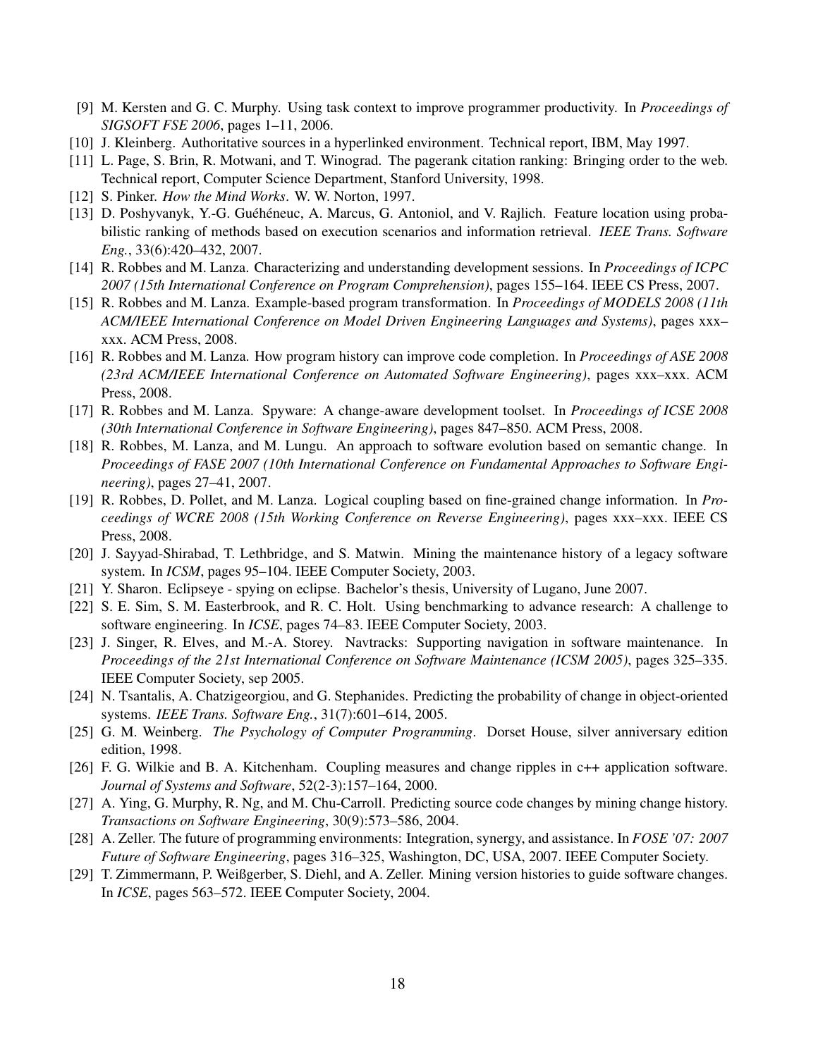[9] M. Kersten and G. C. Murphy. Using task context to improve programmer productivity. In *Proceedings of SIGSOFT FSE 2006*, pages 1–11, 2006.

[10] J. Kleinberg. Authoritative sources in a hyperlinked environment. Technical report, IBM, May 1997.

[11] L. Page, S. Brin, R. Motwani, and T. Winograd. The pagerank citation ranking: Bringing order to the web. Technical report, Computer Science Department, Stanford University, 1998.

[12] S. Pinker. *How the Mind Works*. W. W. Norton, 1997.

[13] D. Poshyvanyk, Y.-G. Guéhéneuc, A. Marcus, G. Antoniol, and V. Rajlich. Feature location using probabilistic ranking of methods based on execution scenarios and information retrieval. *IEEE Trans. Software Eng.*, 33(6):420–432, 2007.

[14] R. Robbes and M. Lanza. Characterizing and understanding development sessions. In *Proceedings of ICPC 2007 (15th International Conference on Program Comprehension)*, pages 155–164. IEEE CS Press, 2007.

[15] R. Robbes and M. Lanza. Example-based program transformation. In *Proceedings of MODELS 2008 (11th ACM/IEEE International Conference on Model Driven Engineering Languages and Systems)*, pages xxx–xxx. ACM Press, 2008.

[16] R. Robbes and M. Lanza. How program history can improve code completion. In *Proceedings of ASE 2008 (23rd ACM/IEEE International Conference on Automated Software Engineering)*, pages xxx–xxx. ACM Press, 2008.

[17] R. Robbes and M. Lanza. Spyware: A change-aware development toolset. In *Proceedings of ICSE 2008 (30th International Conference in Software Engineering)*, pages 847–850. ACM Press, 2008.

[18] R. Robbes, M. Lanza, and M. Lungu. An approach to software evolution based on semantic change. In *Proceedings of FASE 2007 (10th International Conference on Fundamental Approaches to Software Engineering)*, pages 27–41, 2007.

[19] R. Robbes, D. Pollet, and M. Lanza. Logical coupling based on fine-grained change information. In *Proceedings of WCRE 2008 (15th Working Conference on Reverse Engineering)*, pages xxx–xxx. IEEE CS Press, 2008.

[20] J. Sayyad-Shirabad, T. Lethbridge, and S. Matwin. Mining the maintenance history of a legacy software system. In *ICSM*, pages 95–104. IEEE Computer Society, 2003.

[21] Y. Sharon. Eclipseye - spying on eclipse. Bachelor's thesis, University of Lugano, June 2007.

[22] S. E. Sim, S. M. Easterbrook, and R. C. Holt. Using benchmarking to advance research: A challenge to software engineering. In *ICSE*, pages 74–83. IEEE Computer Society, 2003.

[23] J. Singer, R. Elves, and M.-A. Storey. Navtracks: Supporting navigation in software maintenance. In *Proceedings of the 21st International Conference on Software Maintenance (ICSM 2005)*, pages 325–335. IEEE Computer Society, sep 2005.

[24] N. Tsantalis, A. Chatzigeorgiou, and G. Stephanides. Predicting the probability of change in object-oriented systems. *IEEE Trans. Software Eng.*, 31(7):601–614, 2005.

[25] G. M. Weinberg. *The Psychology of Computer Programming*. Dorset House, silver anniversary edition edition, 1998.

[26] F. G. Wilkie and B. A. Kitchenham. Coupling measures and change ripples in c++ application software. *Journal of Systems and Software*, 52(2-3):157–164, 2000.

[27] A. Ying, G. Murphy, R. Ng, and M. Chu-Carroll. Predicting source code changes by mining change history. *Transactions on Software Engineering*, 30(9):573–586, 2004.

[28] A. Zeller. The future of programming environments: Integration, synergy, and assistance. In *FOSE '07: 2007 Future of Software Engineering*, pages 316–325, Washington, DC, USA, 2007. IEEE Computer Society.

[29] T. Zimmermann, P. Weißgerber, S. Diehl, and A. Zeller. Mining version histories to guide software changes. In *ICSE*, pages 563–572. IEEE Computer Society, 2004.